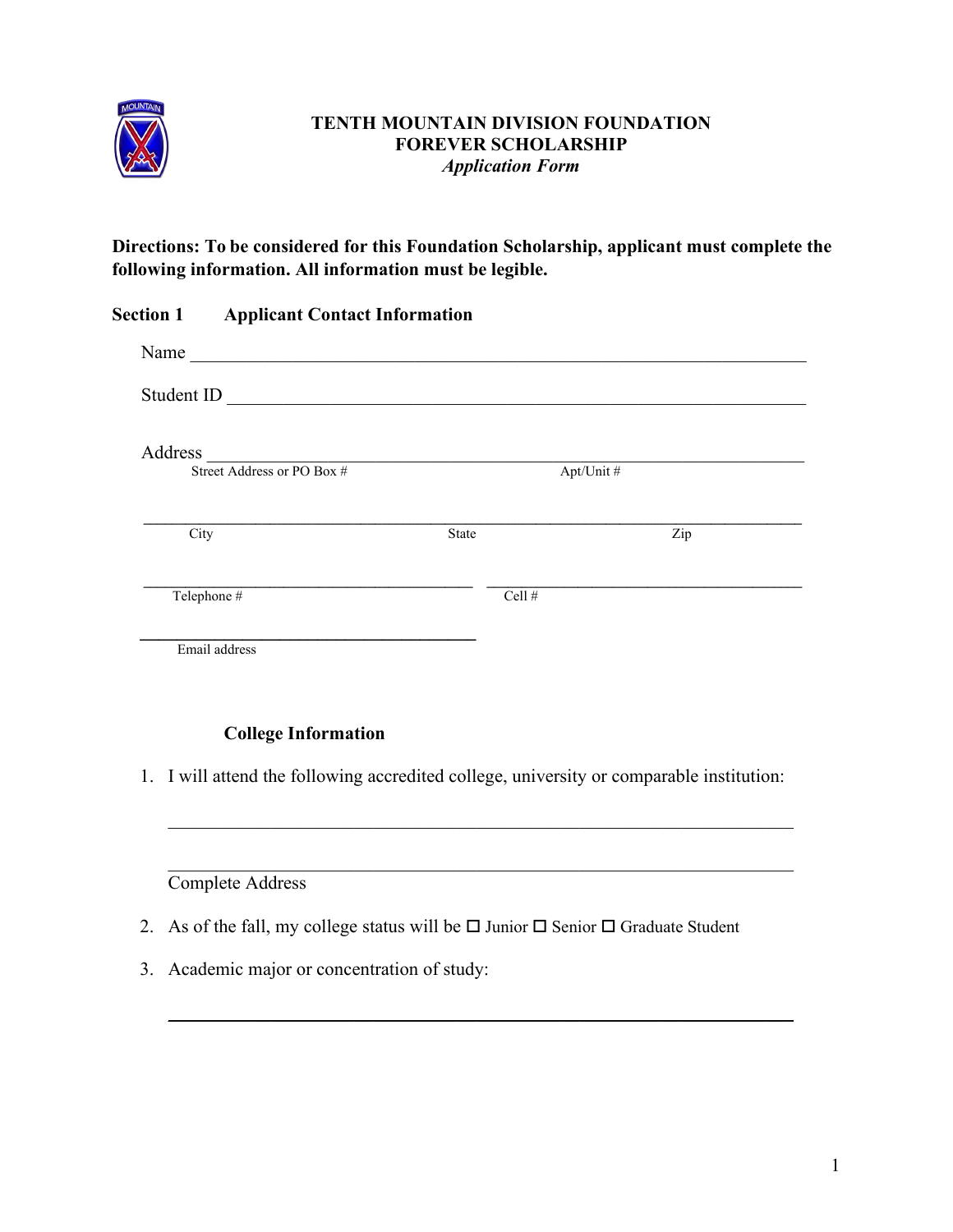# TENTH MOUNTAIN DIVISION FOUNDATION
## FOREVER SCHOLARSHIP
*Application Form*

**Directions: To be considered for this Foundation Scholarship, applicant must complete the following information. All information must be legible.**

### Section 1 Applicant Contact Information

Name ______________________________________________________________________

Student ID __________________________________________________________________

Address ____________________________________________________________________
Street Address or PO Box # Apt/Unit #

_____________________________________________________________________________
City State Zip

_____________________________________ _____________________________________
Telephone # Cell #

_____________________________________
Email address

### College Information

1. I will attend the following accredited college, university or comparable institution:

   _____________________________________________________________________

   _____________________________________________________________________
   Complete Address

2. As of the fall, my college status will be ☐ Junior ☐ Senior ☐ Graduate Student

3. Academic major or concentration of study:

   _____________________________________________________________________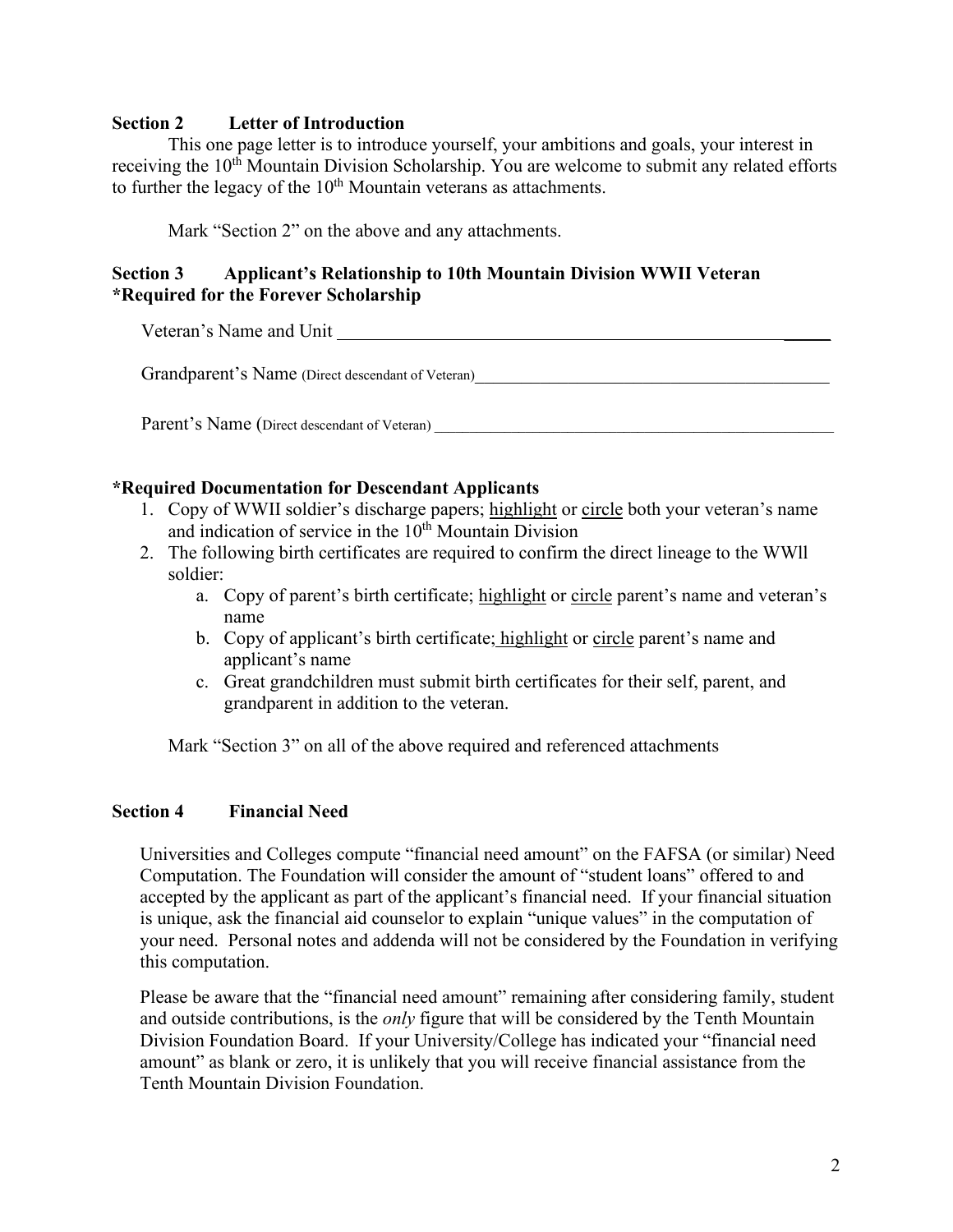**Section 2 Letter of Introduction**

This one page letter is to introduce yourself, your ambitions and goals, your interest in receiving the 10th Mountain Division Scholarship. You are welcome to submit any related efforts to further the legacy of the 10th Mountain veterans as attachments.

Mark "Section 2" on the above and any attachments.

**Section 3 Applicant's Relationship to 10th Mountain Division WWII Veteran**
***Required for the Forever Scholarship**

Veteran's Name and Unit ______________________________________________________

Grandparent's Name (Direct descendant of Veteran)__________________________________________

Parent's Name (Direct descendant of Veteran) _____________________________________________

***Required Documentation for Descendant Applicants**

1. Copy of WWII soldier's discharge papers; highlight or circle both your veteran's name and indication of service in the 10th Mountain Division
2. The following birth certificates are required to confirm the direct lineage to the WWll soldier:
   a. Copy of parent's birth certificate; highlight or circle parent's name and veteran's name
   b. Copy of applicant's birth certificate; highlight or circle parent's name and applicant's name
   c. Great grandchildren must submit birth certificates for their self, parent, and grandparent in addition to the veteran.

Mark "Section 3" on all of the above required and referenced attachments

**Section 4 Financial Need**

Universities and Colleges compute "financial need amount" on the FAFSA (or similar) Need Computation. The Foundation will consider the amount of "student loans" offered to and accepted by the applicant as part of the applicant's financial need. If your financial situation is unique, ask the financial aid counselor to explain "unique values" in the computation of your need. Personal notes and addenda will not be considered by the Foundation in verifying this computation.

Please be aware that the "financial need amount" remaining after considering family, student and outside contributions, is the *only* figure that will be considered by the Tenth Mountain Division Foundation Board. If your University/College has indicated your "financial need amount" as blank or zero, it is unlikely that you will receive financial assistance from the Tenth Mountain Division Foundation.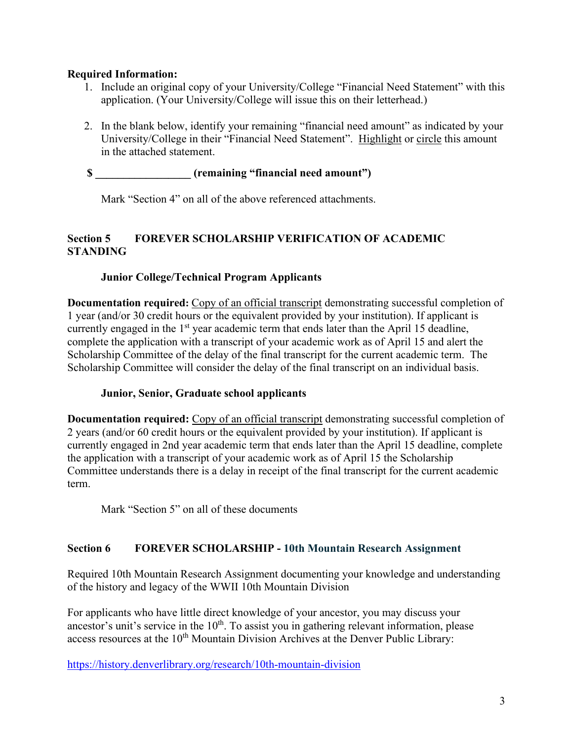**Required Information:**

1. Include an original copy of your University/College "Financial Need Statement" with this application. (Your University/College will issue this on their letterhead.)

2. In the blank below, identify your remaining "financial need amount" as indicated by your University/College in their "Financial Need Statement". Highlight or circle this amount in the attached statement.

**$ _________________ (remaining "financial need amount")**

Mark "Section 4" on all of the above referenced attachments.

## Section 5 FOREVER SCHOLARSHIP VERIFICATION OF ACADEMIC STANDING

### Junior College/Technical Program Applicants

**Documentation required:** Copy of an official transcript demonstrating successful completion of 1 year (and/or 30 credit hours or the equivalent provided by your institution). If applicant is currently engaged in the 1st year academic term that ends later than the April 15 deadline, complete the application with a transcript of your academic work as of April 15 and alert the Scholarship Committee of the delay of the final transcript for the current academic term. The Scholarship Committee will consider the delay of the final transcript on an individual basis.

### Junior, Senior, Graduate school applicants

**Documentation required:** Copy of an official transcript demonstrating successful completion of 2 years (and/or 60 credit hours or the equivalent provided by your institution). If applicant is currently engaged in 2nd year academic term that ends later than the April 15 deadline, complete the application with a transcript of your academic work as of April 15 the Scholarship Committee understands there is a delay in receipt of the final transcript for the current academic term.

Mark "Section 5" on all of these documents

## Section 6 FOREVER SCHOLARSHIP - 10th Mountain Research Assignment

Required 10th Mountain Research Assignment documenting your knowledge and understanding of the history and legacy of the WWII 10th Mountain Division

For applicants who have little direct knowledge of your ancestor, you may discuss your ancestor's unit's service in the 10th. To assist you in gathering relevant information, please access resources at the 10th Mountain Division Archives at the Denver Public Library:

https://history.denverlibrary.org/research/10th-mountain-division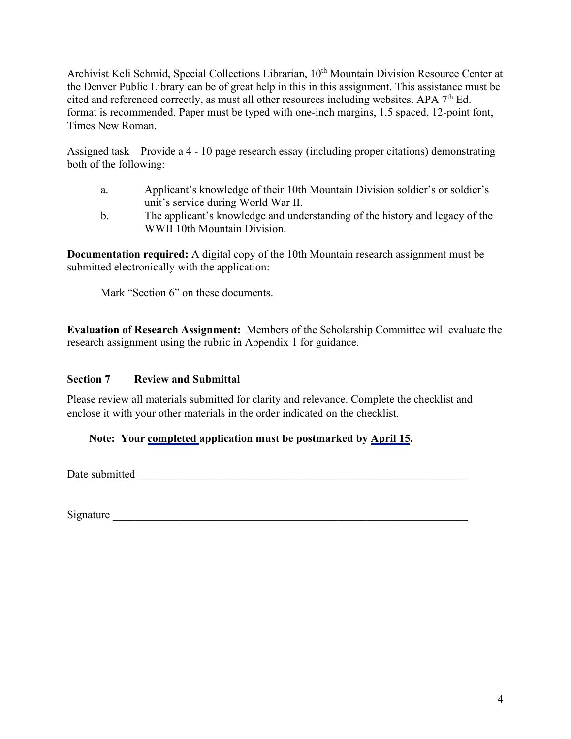Archivist Keli Schmid, Special Collections Librarian, 10th Mountain Division Resource Center at the Denver Public Library can be of great help in this in this assignment. This assistance must be cited and referenced correctly, as must all other resources including websites. APA 7th Ed. format is recommended. Paper must be typed with one-inch margins, 1.5 spaced, 12-point font, Times New Roman.

Assigned task – Provide a 4 - 10 page research essay (including proper citations) demonstrating both of the following:

a. Applicant's knowledge of their 10th Mountain Division soldier's or soldier's unit's service during World War II.
b. The applicant's knowledge and understanding of the history and legacy of the WWII 10th Mountain Division.

**Documentation required:** A digital copy of the 10th Mountain research assignment must be submitted electronically with the application:

Mark "Section 6" on these documents.

**Evaluation of Research Assignment:** Members of the Scholarship Committee will evaluate the research assignment using the rubric in Appendix 1 for guidance.

## Section 7 Review and Submittal

Please review all materials submitted for clarity and relevance. Complete the checklist and enclose it with your other materials in the order indicated on the checklist.

**Note: Your <u>completed</u> application must be postmarked by <u>April 15</u>.**

Date submitted ______________________________________________________________

Signature __________________________________________________________________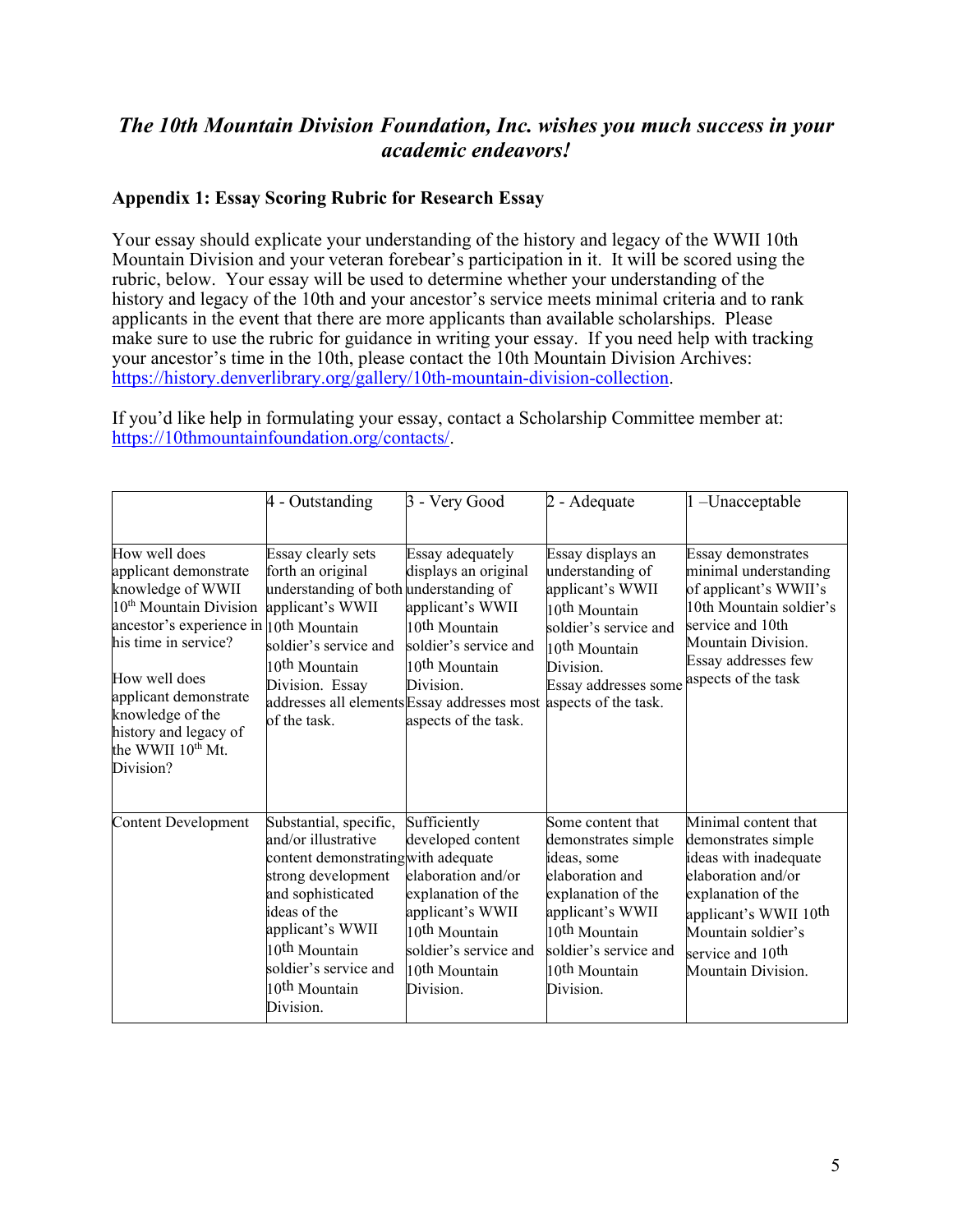## *The 10th Mountain Division Foundation, Inc. wishes you much success in your academic endeavors!*

**Appendix 1: Essay Scoring Rubric for Research Essay**

Your essay should explicate your understanding of the history and legacy of the WWII 10th Mountain Division and your veteran forebear's participation in it. It will be scored using the rubric, below. Your essay will be used to determine whether your understanding of the history and legacy of the 10th and your ancestor's service meets minimal criteria and to rank applicants in the event that there are more applicants than available scholarships. Please make sure to use the rubric for guidance in writing your essay. If you need help with tracking your ancestor's time in the 10th, please contact the 10th Mountain Division Archives: https://history.denverlibrary.org/gallery/10th-mountain-division-collection.

If you'd like help in formulating your essay, contact a Scholarship Committee member at: https://10thmountainfoundation.org/contacts/.

| | 4 - Outstanding | 3 - Very Good | 2 - Adequate | 1 –Unacceptable |
|---|---|---|---|---|
| How well does applicant demonstrate knowledge of WWII 10th Mountain Division ancestor's experience in his time in service?<br><br>How well does applicant demonstrate knowledge of the history and legacy of the WWII 10th Mt. Division? | Essay clearly sets forth an original understanding of both applicant's WWII 10th Mountain soldier's service and 10th Mountain Division. Essay addresses all elements of the task. | Essay adequately displays an original understanding of applicant's WWII 10th Mountain soldier's service and 10th Mountain Division. Essay addresses most aspects of the task. | Essay displays an understanding of applicant's WWII 10th Mountain soldier's service and 10th Mountain Division. Essay addresses some aspects of the task. | Essay demonstrates minimal understanding of applicant's WWII's 10th Mountain soldier's service and 10th Mountain Division. Essay addresses few aspects of the task |
| Content Development | Substantial, specific, and/or illustrative content demonstrating strong development and sophisticated ideas of the applicant's WWII 10th Mountain soldier's service and 10th Mountain Division. | Sufficiently developed content with adequate elaboration and/or explanation of the applicant's WWII 10th Mountain soldier's service and 10th Mountain Division. | Some content that demonstrates simple ideas, some elaboration and explanation of the applicant's WWII 10th Mountain soldier's service and 10th Mountain Division. | Minimal content that demonstrates simple ideas with inadequate elaboration and/or explanation of the applicant's WWII 10th Mountain soldier's service and 10th Mountain Division. |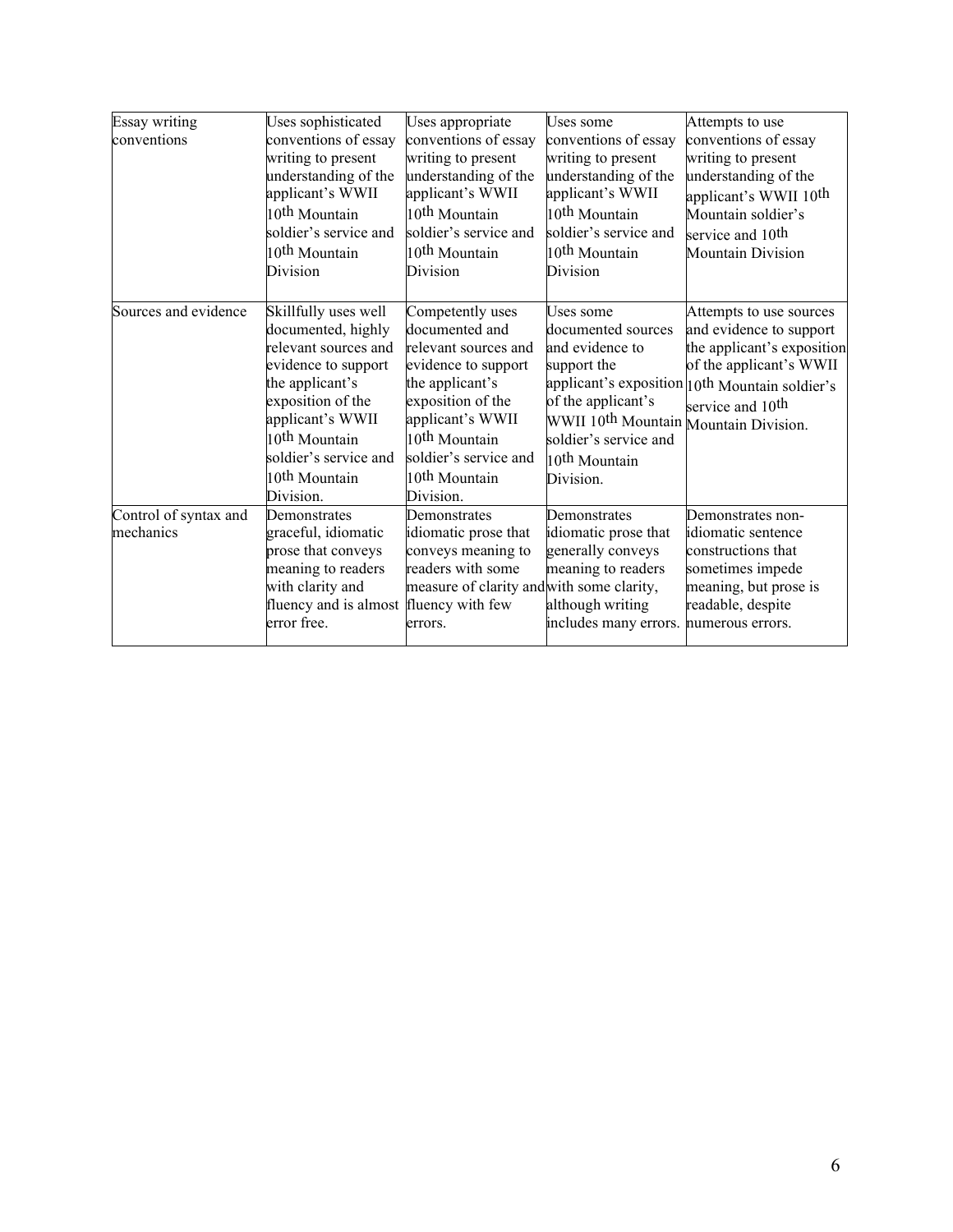| | | | | |
|---|---|---|---|---|
| Essay writing conventions | Uses sophisticated conventions of essay writing to present understanding of the applicant's WWII 10th Mountain soldier's service and 10th Mountain Division | Uses appropriate conventions of essay writing to present understanding of the applicant's WWII 10th Mountain soldier's service and 10th Mountain Division | Uses some conventions of essay writing to present understanding of the applicant's WWII 10th Mountain soldier's service and 10th Mountain Division | Attempts to use conventions of essay writing to present understanding of the applicant's WWII 10th Mountain soldier's service and 10th Mountain Division |
| Sources and evidence | Skillfully uses well documented, highly relevant sources and evidence to support the applicant's exposition of the applicant's WWII 10th Mountain soldier's service and 10th Mountain Division. | Competently uses documented and relevant sources and evidence to support the applicant's exposition of the applicant's WWII 10th Mountain soldier's service and 10th Mountain Division. | Uses some documented sources and evidence to support the applicant's exposition of the applicant's WWII 10th Mountain soldier's service and 10th Mountain Division. | Attempts to use sources and evidence to support the applicant's exposition of the applicant's WWII 10th Mountain soldier's service and 10th Mountain Division. |
| Control of syntax and mechanics | Demonstrates graceful, idiomatic prose that conveys meaning to readers with clarity and fluency and is almost error free. | Demonstrates idiomatic prose that conveys meaning to readers with some measure of clarity and fluency with few errors. | Demonstrates idiomatic prose that generally conveys meaning to readers with some clarity, although writing includes many errors. | Demonstrates non-idiomatic sentence constructions that sometimes impede meaning, but prose is readable, despite numerous errors. |